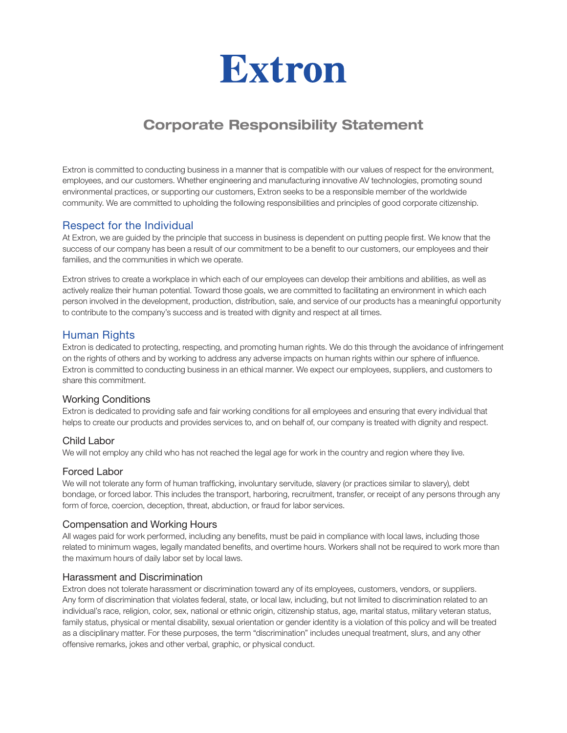# Extron

## Corporate Responsibility Statement

Extron is committed to conducting business in a manner that is compatible with our values of respect for the environment, employees, and our customers. Whether engineering and manufacturing innovative AV technologies, promoting sound environmental practices, or supporting our customers, Extron seeks to be a responsible member of the worldwide community. We are committed to upholding the following responsibilities and principles of good corporate citizenship.

### Respect for the Individual

At Extron, we are guided by the principle that success in business is dependent on putting people first. We know that the success of our company has been a result of our commitment to be a benefit to our customers, our employees and their families, and the communities in which we operate.

Extron strives to create a workplace in which each of our employees can develop their ambitions and abilities, as well as actively realize their human potential. Toward those goals, we are committed to facilitating an environment in which each person involved in the development, production, distribution, sale, and service of our products has a meaningful opportunity to contribute to the company's success and is treated with dignity and respect at all times.

### Human Rights

Extron is dedicated to protecting, respecting, and promoting human rights. We do this through the avoidance of infringement on the rights of others and by working to address any adverse impacts on human rights within our sphere of influence. Extron is committed to conducting business in an ethical manner. We expect our employees, suppliers, and customers to share this commitment.

#### Working Conditions

Extron is dedicated to providing safe and fair working conditions for all employees and ensuring that every individual that helps to create our products and provides services to, and on behalf of, our company is treated with dignity and respect.

#### Child Labor

We will not employ any child who has not reached the legal age for work in the country and region where they live.

#### Forced Labor

We will not tolerate any form of human trafficking, involuntary servitude, slavery (or practices similar to slavery), debt bondage, or forced labor. This includes the transport, harboring, recruitment, transfer, or receipt of any persons through any form of force, coercion, deception, threat, abduction, or fraud for labor services.

#### Compensation and Working Hours

All wages paid for work performed, including any benefits, must be paid in compliance with local laws, including those related to minimum wages, legally mandated benefits, and overtime hours. Workers shall not be required to work more than the maximum hours of daily labor set by local laws.

#### Harassment and Discrimination

Extron does not tolerate harassment or discrimination toward any of its employees, customers, vendors, or suppliers. Any form of discrimination that violates federal, state, or local law, including, but not limited to discrimination related to an individual's race, religion, color, sex, national or ethnic origin, citizenship status, age, marital status, military veteran status, family status, physical or mental disability, sexual orientation or gender identity is a violation of this policy and will be treated as a disciplinary matter. For these purposes, the term "discrimination" includes unequal treatment, slurs, and any other offensive remarks, jokes and other verbal, graphic, or physical conduct.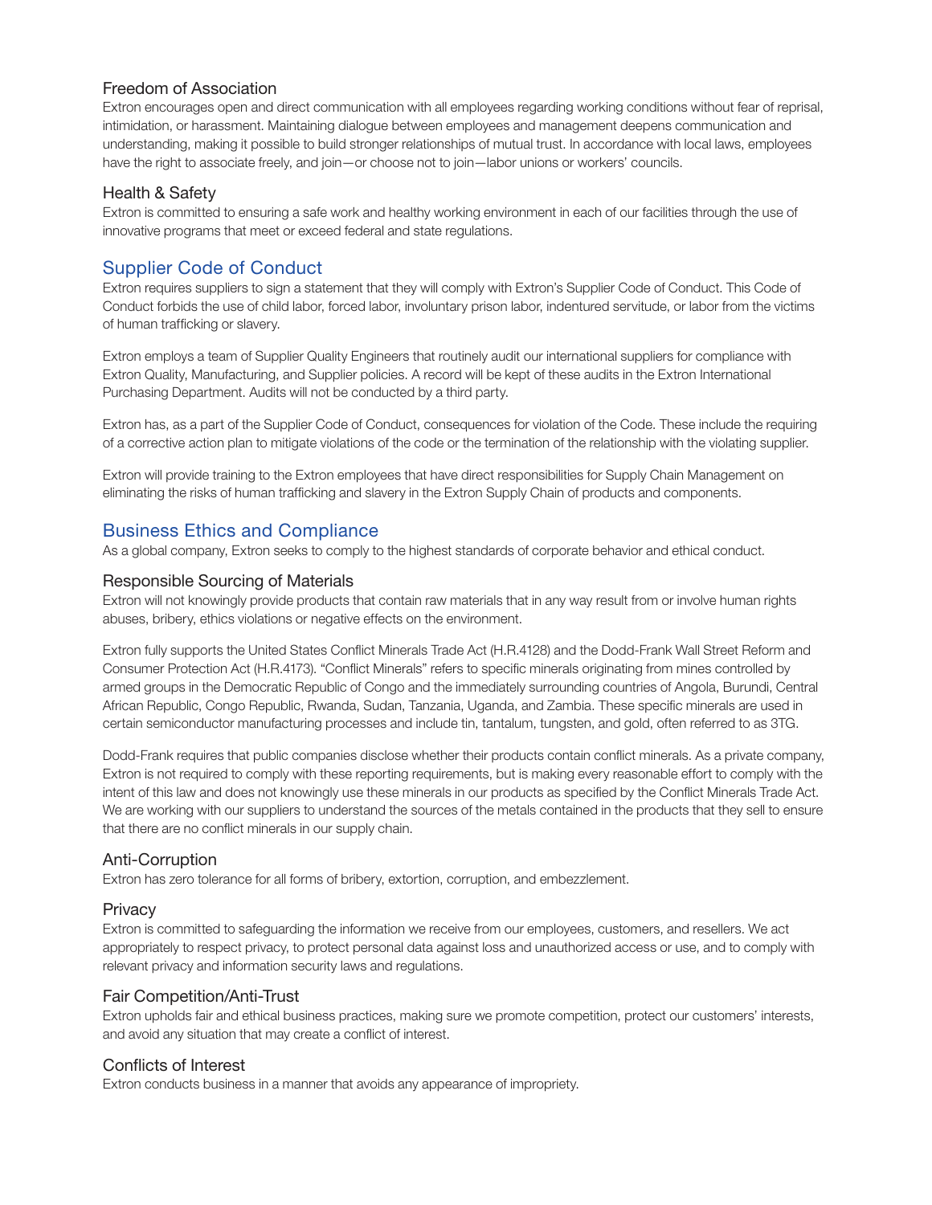### Freedom of Association

Extron encourages open and direct communication with all employees regarding working conditions without fear of reprisal, intimidation, or harassment. Maintaining dialogue between employees and management deepens communication and understanding, making it possible to build stronger relationships of mutual trust. In accordance with local laws, employees have the right to associate freely, and join—or choose not to join—labor unions or workers' councils.

### Health & Safety

Extron is committed to ensuring a safe work and healthy working environment in each of our facilities through the use of innovative programs that meet or exceed federal and state regulations.

## Supplier Code of Conduct

Extron requires suppliers to sign a statement that they will comply with Extron's Supplier Code of Conduct. This Code of Conduct forbids the use of child labor, forced labor, involuntary prison labor, indentured servitude, or labor from the victims of human trafficking or slavery.

Extron employs a team of Supplier Quality Engineers that routinely audit our international suppliers for compliance with Extron Quality, Manufacturing, and Supplier policies. A record will be kept of these audits in the Extron International Purchasing Department. Audits will not be conducted by a third party.

Extron has, as a part of the Supplier Code of Conduct, consequences for violation of the Code. These include the requiring of a corrective action plan to mitigate violations of the code or the termination of the relationship with the violating supplier.

Extron will provide training to the Extron employees that have direct responsibilities for Supply Chain Management on eliminating the risks of human trafficking and slavery in the Extron Supply Chain of products and components.

## Business Ethics and Compliance

As a global company, Extron seeks to comply to the highest standards of corporate behavior and ethical conduct.

### Responsible Sourcing of Materials

Extron will not knowingly provide products that contain raw materials that in any way result from or involve human rights abuses, bribery, ethics violations or negative effects on the environment.

Extron fully supports the United States Conflict Minerals Trade Act (H.R.4128) and the Dodd-Frank Wall Street Reform and Consumer Protection Act (H.R.4173). "Conflict Minerals" refers to specific minerals originating from mines controlled by armed groups in the Democratic Republic of Congo and the immediately surrounding countries of Angola, Burundi, Central African Republic, Congo Republic, Rwanda, Sudan, Tanzania, Uganda, and Zambia. These specific minerals are used in certain semiconductor manufacturing processes and include tin, tantalum, tungsten, and gold, often referred to as 3TG.

Dodd-Frank requires that public companies disclose whether their products contain conflict minerals. As a private company, Extron is not required to comply with these reporting requirements, but is making every reasonable effort to comply with the intent of this law and does not knowingly use these minerals in our products as specified by the Conflict Minerals Trade Act. We are working with our suppliers to understand the sources of the metals contained in the products that they sell to ensure that there are no conflict minerals in our supply chain.

### Anti-Corruption

Extron has zero tolerance for all forms of bribery, extortion, corruption, and embezzlement.

### Privacy

Extron is committed to safeguarding the information we receive from our employees, customers, and resellers. We act appropriately to respect privacy, to protect personal data against loss and unauthorized access or use, and to comply with relevant privacy and information security laws and regulations.

### Fair Competition/Anti-Trust

Extron upholds fair and ethical business practices, making sure we promote competition, protect our customers' interests, and avoid any situation that may create a conflict of interest.

### Conflicts of Interest

Extron conducts business in a manner that avoids any appearance of impropriety.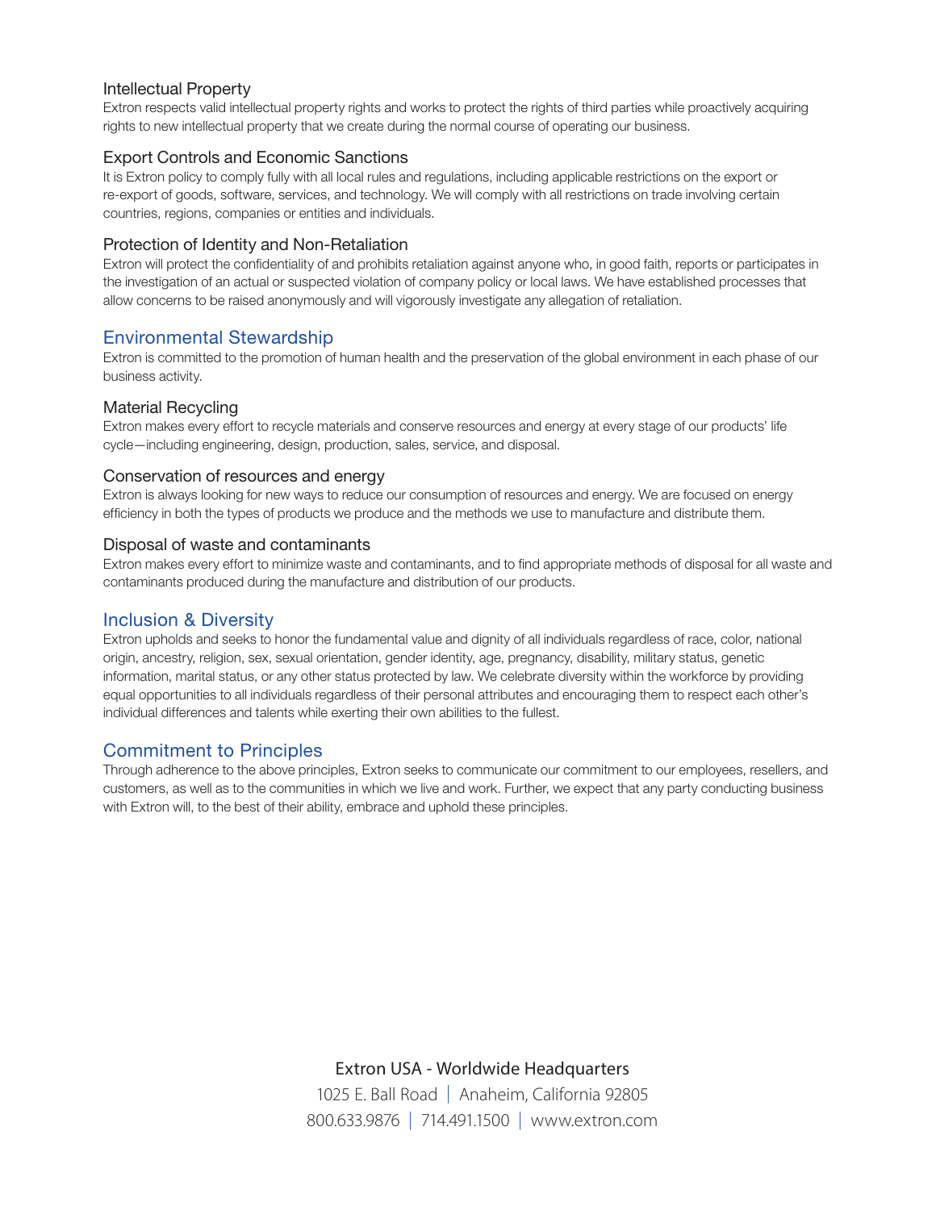### Intellectual Property

Extron respects valid intellectual property rights and works to protect the rights of third parties while proactively acquiring rights to new intellectual property that we create during the normal course of operating our business.

### Export Controls and Economic Sanctions

It is Extron policy to comply fully with all local rules and regulations, including applicable restrictions on the export or re-export of goods, software, services, and technology. We will comply with all restrictions on trade involving certain countries, regions, companies or entities and individuals.

### Protection of Identity and Non-Retaliation

Extron will protect the confidentiality of and prohibits retaliation against anyone who, in good faith, reports or participates in the investigation of an actual or suspected violation of company policy or local laws. We have established processes that allow concerns to be raised anonymously and will vigorously investigate any allegation of retaliation.

## Environmental Stewardship

Extron is committed to the promotion of human health and the preservation of the global environment in each phase of our business activity.

### Material Recycling

Extron makes every effort to recycle materials and conserve resources and energy at every stage of our products' life cycle—including engineering, design, production, sales, service, and disposal.

### Conservation of resources and energy

Extron is always looking for new ways to reduce our consumption of resources and energy. We are focused on energy efficiency in both the types of products we produce and the methods we use to manufacture and distribute them.

### Disposal of waste and contaminants

Extron makes every effort to minimize waste and contaminants, and to find appropriate methods of disposal for all waste and contaminants produced during the manufacture and distribution of our products.

## Inclusion & Diversity

Extron upholds and seeks to honor the fundamental value and dignity of all individuals regardless of race, color, national origin, ancestry, religion, sex, sexual orientation, gender identity, age, pregnancy, disability, military status, genetic information, marital status, or any other status protected by law. We celebrate diversity within the workforce by providing equal opportunities to all individuals regardless of their personal attributes and encouraging them to respect each other's individual differences and talents while exerting their own abilities to the fullest.

## Commitment to Principles

Through adherence to the above principles, Extron seeks to communicate our commitment to our employees, resellers, and customers, as well as to the communities in which we live and work. Further, we expect that any party conducting business with Extron will, to the best of their ability, embrace and uphold these principles.

Extron USA - Worldwide Headquarters

1025 E. Ball Road | Anaheim, California 92805

800.633.9876 | 714.491.1500 | www.extron.com